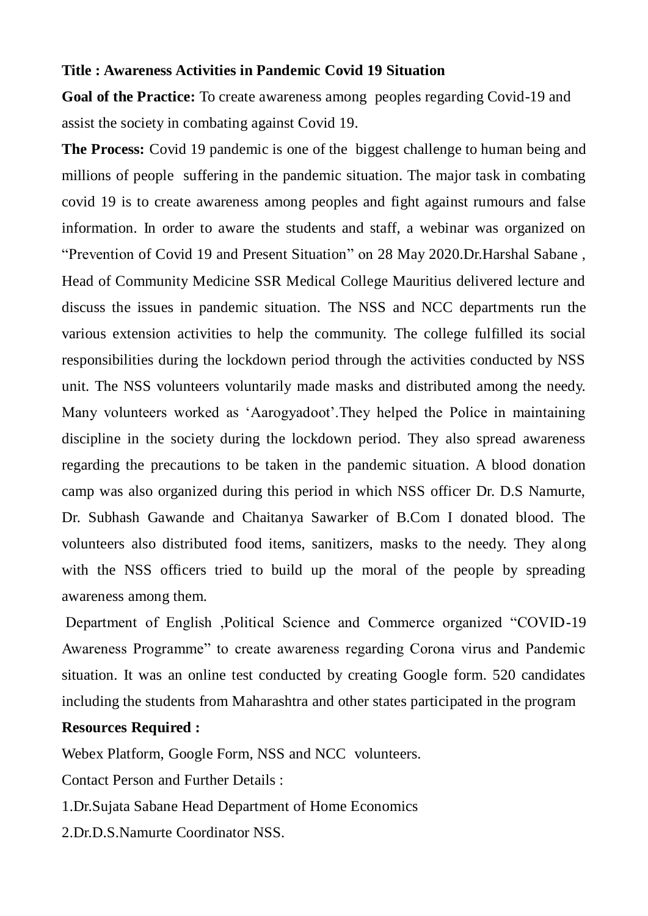**Title : Awareness Activities in Pandemic Covid 19 Situation**

**Goal of the Practice:** To create awareness among peoples regarding Covid-19 and assist the society in combating against Covid 19.

**The Process:** Covid 19 pandemic is one of the biggest challenge to human being and millions of people suffering in the pandemic situation. The major task in combating covid 19 is to create awareness among peoples and fight against rumours and false information. In order to aware the students and staff, a webinar was organized on "Prevention of Covid 19 and Present Situation" on 28 May 2020.Dr.Harshal Sabane , Head of Community Medicine SSR Medical College Mauritius delivered lecture and discuss the issues in pandemic situation. The NSS and NCC departments run the various extension activities to help the community. The college fulfilled its social responsibilities during the lockdown period through the activities conducted by NSS unit. The NSS volunteers voluntarily made masks and distributed among the needy. Many volunteers worked as 'Aarogyadoot'.They helped the Police in maintaining discipline in the society during the lockdown period. They also spread awareness regarding the precautions to be taken in the pandemic situation. A blood donation camp was also organized during this period in which NSS officer Dr. D.S Namurte, Dr. Subhash Gawande and Chaitanya Sawarker of B.Com I donated blood. The volunteers also distributed food items, sanitizers, masks to the needy. They along with the NSS officers tried to build up the moral of the people by spreading awareness among them.

Department of English ,Political Science and Commerce organized "COVID-19 Awareness Programme" to create awareness regarding Corona virus and Pandemic situation. It was an online test conducted by creating Google form. 520 candidates including the students from Maharashtra and other states participated in the program

**Resources Required :**

Webex Platform, Google Form, NSS and NCC volunteers.

Contact Person and Further Details :

1.Dr.Sujata Sabane Head Department of Home Economics

2.Dr.D.S.Namurte Coordinator NSS.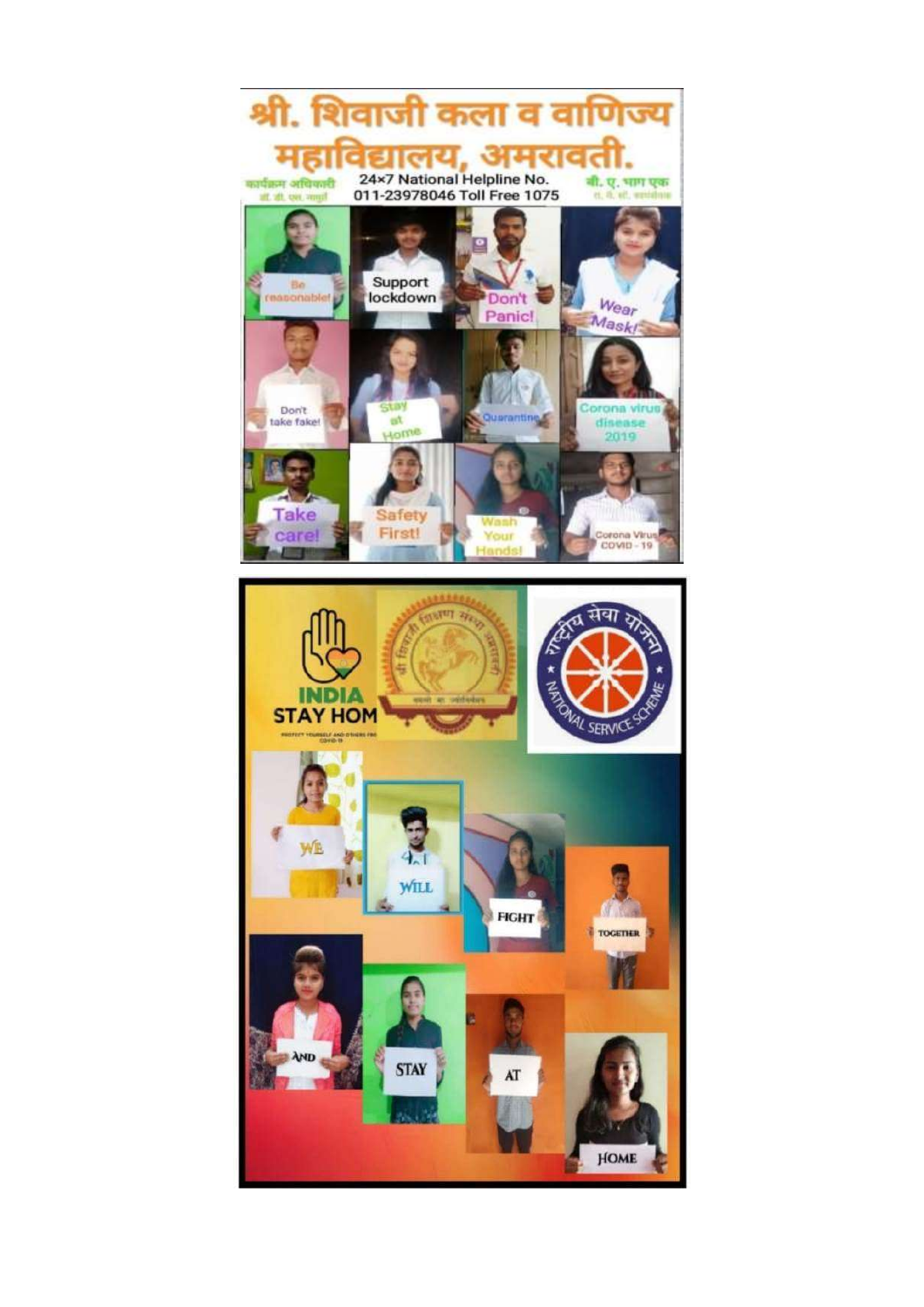# श्री. शिवाजी कला व वाणिज्य महाविद्यालय, अमरावती.

कार्यक्रम अधिकारी
डॉ. डी. एल. नागुर्ते

24×7 National Helpline No.
011-23978046 Toll Free 1075

बी. ए. भाग एक
रा. से. यो. स्वयंसेवक

Be reasonable!

Support lockdown

Don't Panic!

Wear Mask!

Don't take fake!

Stay at Home

Quarantine

Corona virus disease 2019

Take care!

Safety First!

Wash Your Hands!

Corona Virus COVID - 19

INDIA
STAY HOM

PROTECT YOURSELF AND OTHERS FROM COVID-19

श्री शिवाजी शिक्षण संस्था अमरावती

राष्ट्रीय सेवा योजना
NATIONAL SERVICE SCHEME

WE WILL FIGHT TOGETHER AND STAY AT HOME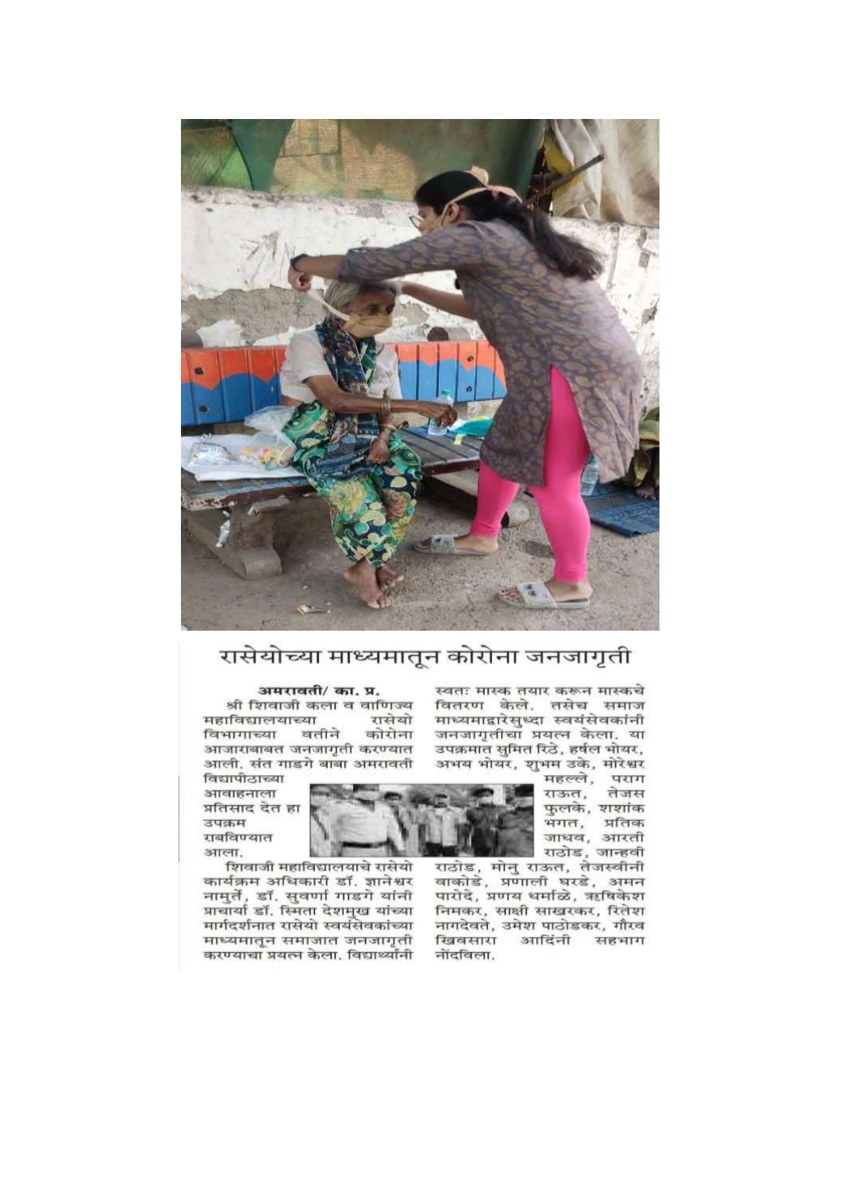# रासेयोच्या माध्यमातून कोरोना जनजागृती

**अमरावती/ का. प्र.**

श्री शिवाजी कला व वाणिज्य महाविद्यालयाच्या रासेयो विभागाच्या वतीने कोरोना आजाराबाबत जनजागृती करण्यात आली. संत गाडगे बाबा अमरावती विद्यापीठाच्या आवाहनाला प्रतिसाद देत हा उपक्रम राबविण्यात आला.

शिवाजी महाविद्यालयाचे रासेयो कार्यक्रम अधिकारी डॉ. ज्ञानेश्वर नामुर्ते, डॉ. सुवर्णा गाडगे यांनी प्राचार्या डॉ. स्मिता देशमुख यांच्या मार्गदर्शनात रासेयो स्वयंसेवकांच्या माध्यमातून समाजात जनजागृती करण्याचा प्रयत्न केला. विद्यार्थ्यांनी स्वतः मास्क तयार करून मास्कचे वितरण केले. तसेच समाज माध्यमाद्वारेसुध्दा स्वयंसेवकांनी जनजागृतीचा प्रयत्न केला. या उपक्रमात सुमित रिठे, हर्षल भोयर, अभय भोयर, शुभम उके, मोरेश्वर महल्ले, पराग राऊत, तेजस फुलके, शशांक भगत, प्रतिक जाधव, आरती राठोड, जान्हवी राठोड, मोनु राऊत, तेजस्वीनी वाकोडे, प्रणाली घरडे, अमन पारोदे, प्रणय धर्माळे, ऋषिकेश निमकर, साक्षी साखरकर, रितेश नागदेवते, उमेश पाठोडकर, गौरव खिवसारा आदिंनी सहभाग नोंदविला.